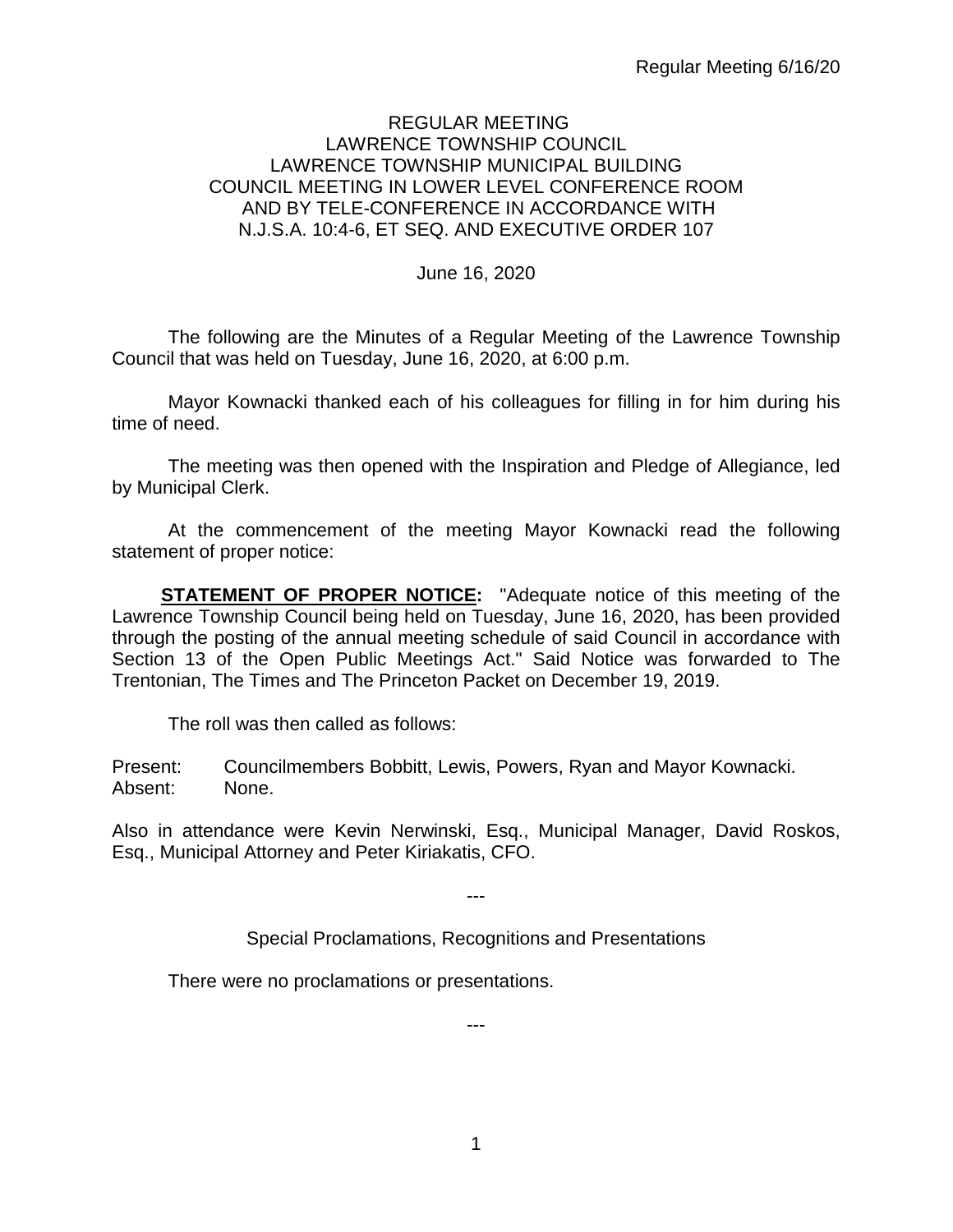REGULAR MEETING
LAWRENCE TOWNSHIP COUNCIL
LAWRENCE TOWNSHIP MUNICIPAL BUILDING
COUNCIL MEETING IN LOWER LEVEL CONFERENCE ROOM
AND BY TELE-CONFERENCE IN ACCORDANCE WITH
N.J.S.A. 10:4-6, ET SEQ. AND EXECUTIVE ORDER 107

June 16, 2020

The following are the Minutes of a Regular Meeting of the Lawrence Township Council that was held on Tuesday, June 16, 2020, at 6:00 p.m.

Mayor Kownacki thanked each of his colleagues for filling in for him during his time of need.

The meeting was then opened with the Inspiration and Pledge of Allegiance, led by Municipal Clerk.

At the commencement of the meeting Mayor Kownacki read the following statement of proper notice:

**STATEMENT OF PROPER NOTICE:** "Adequate notice of this meeting of the Lawrence Township Council being held on Tuesday, June 16, 2020, has been provided through the posting of the annual meeting schedule of said Council in accordance with Section 13 of the Open Public Meetings Act." Said Notice was forwarded to The Trentonian, The Times and The Princeton Packet on December 19, 2019.

The roll was then called as follows:

Present: Councilmembers Bobbitt, Lewis, Powers, Ryan and Mayor Kownacki.
Absent: None.

Also in attendance were Kevin Nerwinski, Esq., Municipal Manager, David Roskos, Esq., Municipal Attorney and Peter Kiriakatis, CFO.

---

Special Proclamations, Recognitions and Presentations

There were no proclamations or presentations.

---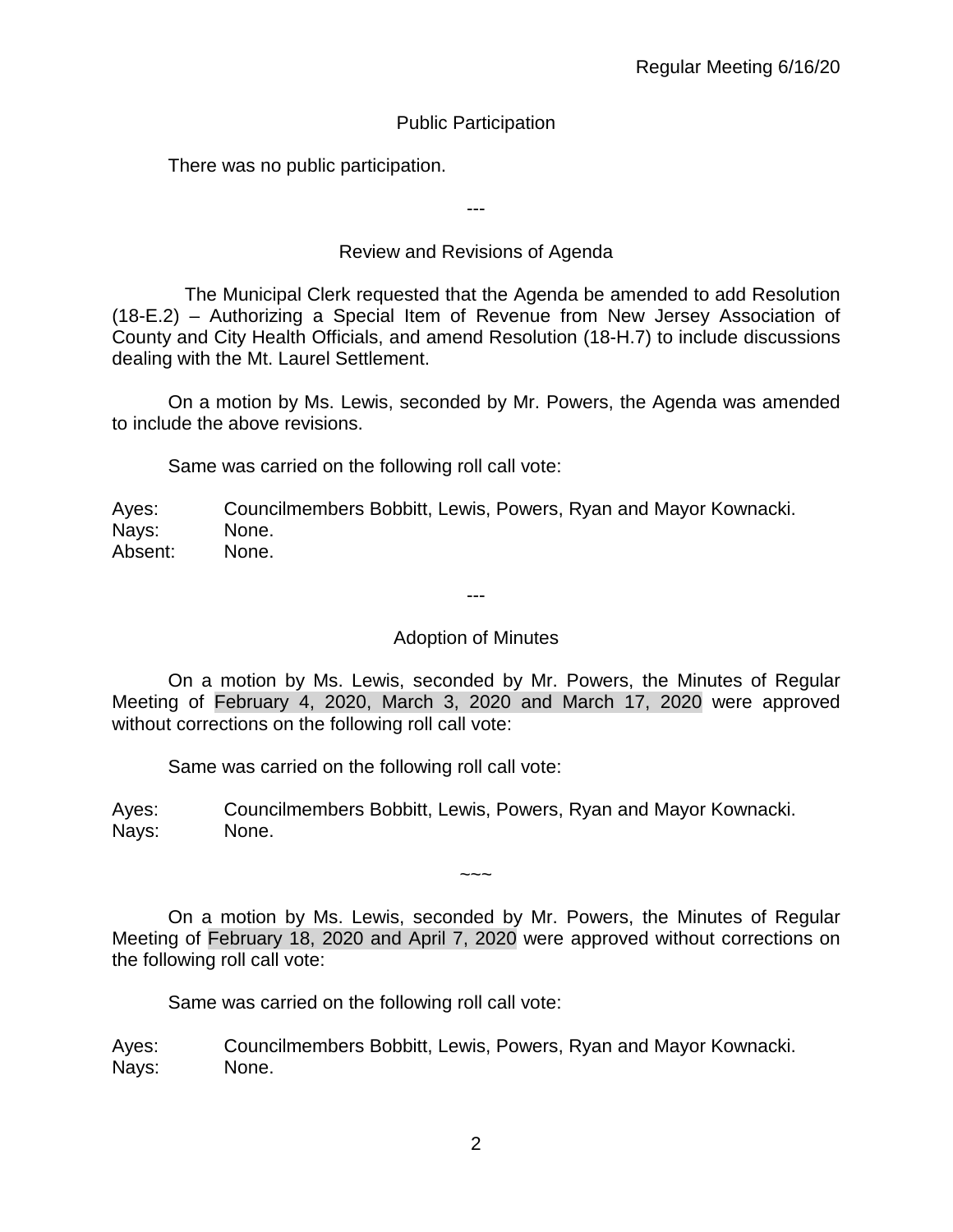## Public Participation

There was no public participation.

---

## Review and Revisions of Agenda

The Municipal Clerk requested that the Agenda be amended to add Resolution (18-E.2) – Authorizing a Special Item of Revenue from New Jersey Association of County and City Health Officials, and amend Resolution (18-H.7) to include discussions dealing with the Mt. Laurel Settlement.

On a motion by Ms. Lewis, seconded by Mr. Powers, the Agenda was amended to include the above revisions.

Same was carried on the following roll call vote:

Ayes: Councilmembers Bobbitt, Lewis, Powers, Ryan and Mayor Kownacki.
Nays: None.
Absent: None.

---

## Adoption of Minutes

On a motion by Ms. Lewis, seconded by Mr. Powers, the Minutes of Regular Meeting of February 4, 2020, March 3, 2020 and March 17, 2020 were approved without corrections on the following roll call vote:

Same was carried on the following roll call vote:

Ayes: Councilmembers Bobbitt, Lewis, Powers, Ryan and Mayor Kownacki.
Nays: None.

~~~

On a motion by Ms. Lewis, seconded by Mr. Powers, the Minutes of Regular Meeting of February 18, 2020 and April 7, 2020 were approved without corrections on the following roll call vote:

Same was carried on the following roll call vote:

Ayes: Councilmembers Bobbitt, Lewis, Powers, Ryan and Mayor Kownacki.
Nays: None.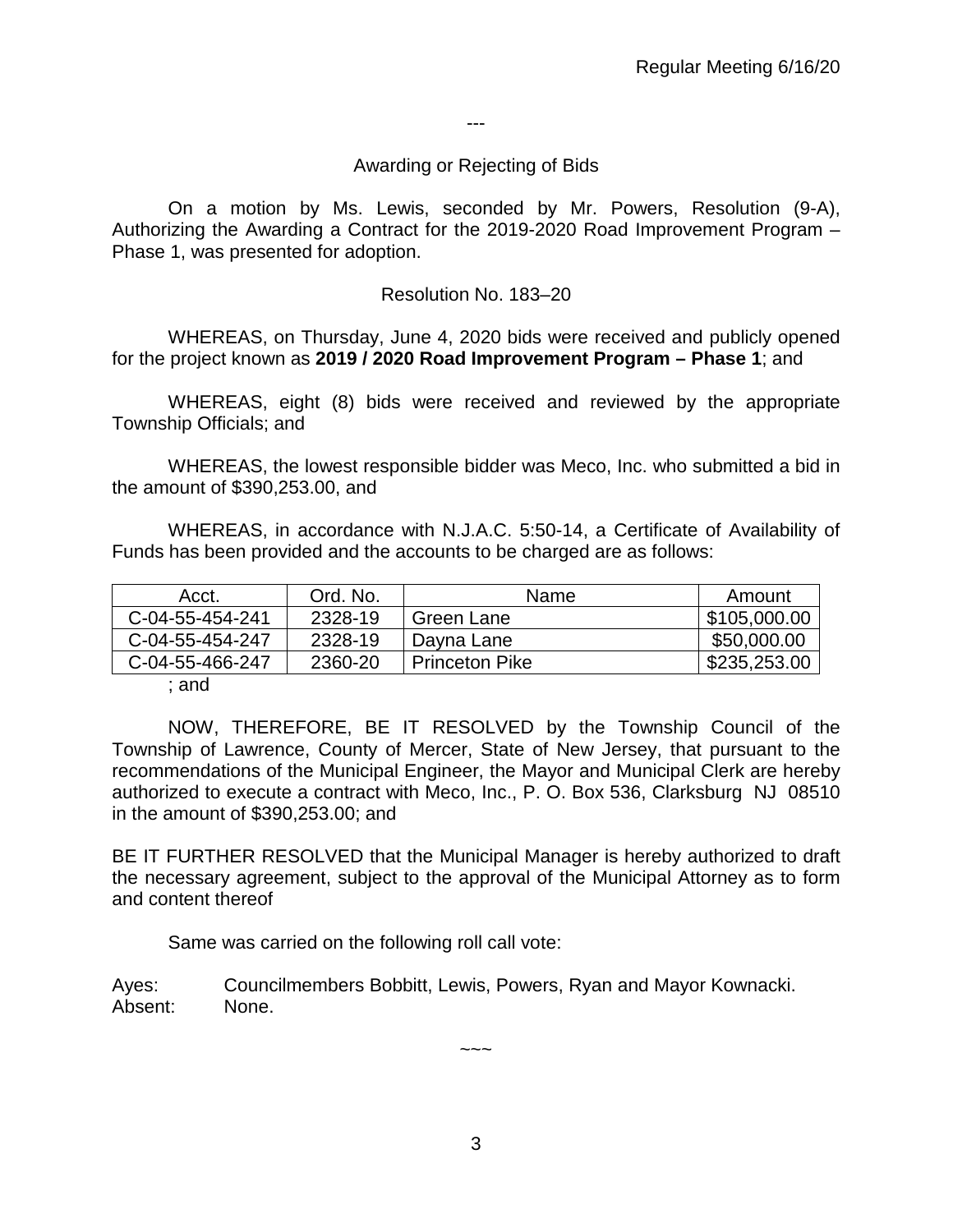---

Awarding or Rejecting of Bids

On a motion by Ms. Lewis, seconded by Mr. Powers, Resolution (9-A), Authorizing the Awarding a Contract for the 2019-2020 Road Improvement Program – Phase 1, was presented for adoption.

Resolution No. 183–20

WHEREAS, on Thursday, June 4, 2020 bids were received and publicly opened for the project known as **2019 / 2020 Road Improvement Program – Phase 1**; and

WHEREAS, eight (8) bids were received and reviewed by the appropriate Township Officials; and

WHEREAS, the lowest responsible bidder was Meco, Inc. who submitted a bid in the amount of $390,253.00, and

WHEREAS, in accordance with N.J.A.C. 5:50-14, a Certificate of Availability of Funds has been provided and the accounts to be charged are as follows:

| Acct. | Ord. No. | Name | Amount |
|---|---|---|---|
| C-04-55-454-241 | 2328-19 | Green Lane | $105,000.00 |
| C-04-55-454-247 | 2328-19 | Dayna Lane | $50,000.00 |
| C-04-55-466-247 | 2360-20 | Princeton Pike | $235,253.00 |

; and

NOW, THEREFORE, BE IT RESOLVED by the Township Council of the Township of Lawrence, County of Mercer, State of New Jersey, that pursuant to the recommendations of the Municipal Engineer, the Mayor and Municipal Clerk are hereby authorized to execute a contract with Meco, Inc., P. O. Box 536, Clarksburg NJ 08510 in the amount of $390,253.00; and

BE IT FURTHER RESOLVED that the Municipal Manager is hereby authorized to draft the necessary agreement, subject to the approval of the Municipal Attorney as to form and content thereof

Same was carried on the following roll call vote:

Ayes: Councilmembers Bobbitt, Lewis, Powers, Ryan and Mayor Kownacki.
Absent: None.

~~~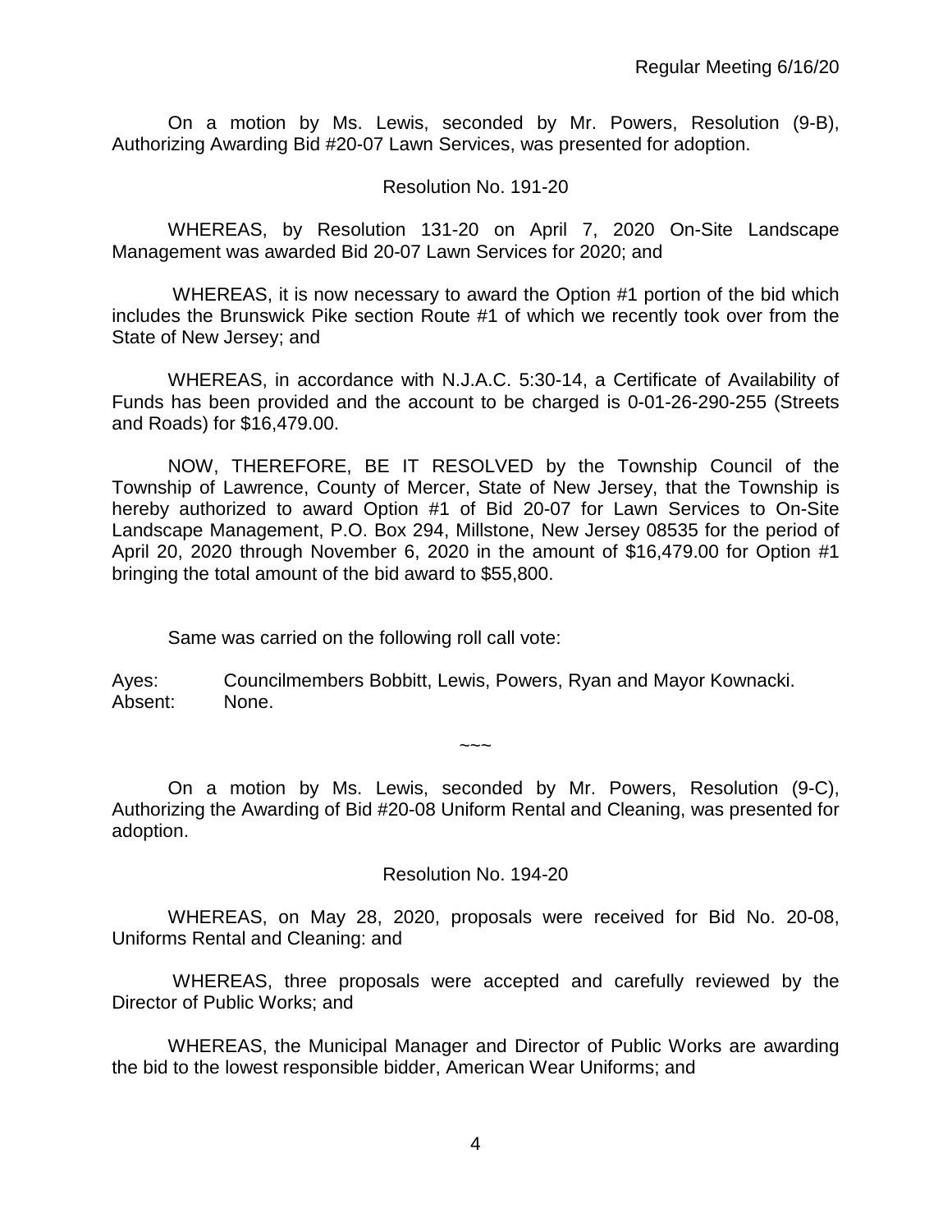On a motion by Ms. Lewis, seconded by Mr. Powers, Resolution (9-B), Authorizing Awarding Bid #20-07 Lawn Services, was presented for adoption.

Resolution No. 191-20

WHEREAS, by Resolution 131-20 on April 7, 2020 On-Site Landscape Management was awarded Bid 20-07 Lawn Services for 2020; and

WHEREAS, it is now necessary to award the Option #1 portion of the bid which includes the Brunswick Pike section Route #1 of which we recently took over from the State of New Jersey; and

WHEREAS, in accordance with N.J.A.C. 5:30-14, a Certificate of Availability of Funds has been provided and the account to be charged is 0-01-26-290-255 (Streets and Roads) for $16,479.00.

NOW, THEREFORE, BE IT RESOLVED by the Township Council of the Township of Lawrence, County of Mercer, State of New Jersey, that the Township is hereby authorized to award Option #1 of Bid 20-07 for Lawn Services to On-Site Landscape Management, P.O. Box 294, Millstone, New Jersey 08535 for the period of April 20, 2020 through November 6, 2020 in the amount of $16,479.00 for Option #1 bringing the total amount of the bid award to $55,800.

Same was carried on the following roll call vote:

Ayes: Councilmembers Bobbitt, Lewis, Powers, Ryan and Mayor Kownacki.
Absent: None.

~~~

On a motion by Ms. Lewis, seconded by Mr. Powers, Resolution (9-C), Authorizing the Awarding of Bid #20-08 Uniform Rental and Cleaning, was presented for adoption.

Resolution No. 194-20

WHEREAS, on May 28, 2020, proposals were received for Bid No. 20-08, Uniforms Rental and Cleaning: and

WHEREAS, three proposals were accepted and carefully reviewed by the Director of Public Works; and

WHEREAS, the Municipal Manager and Director of Public Works are awarding the bid to the lowest responsible bidder, American Wear Uniforms; and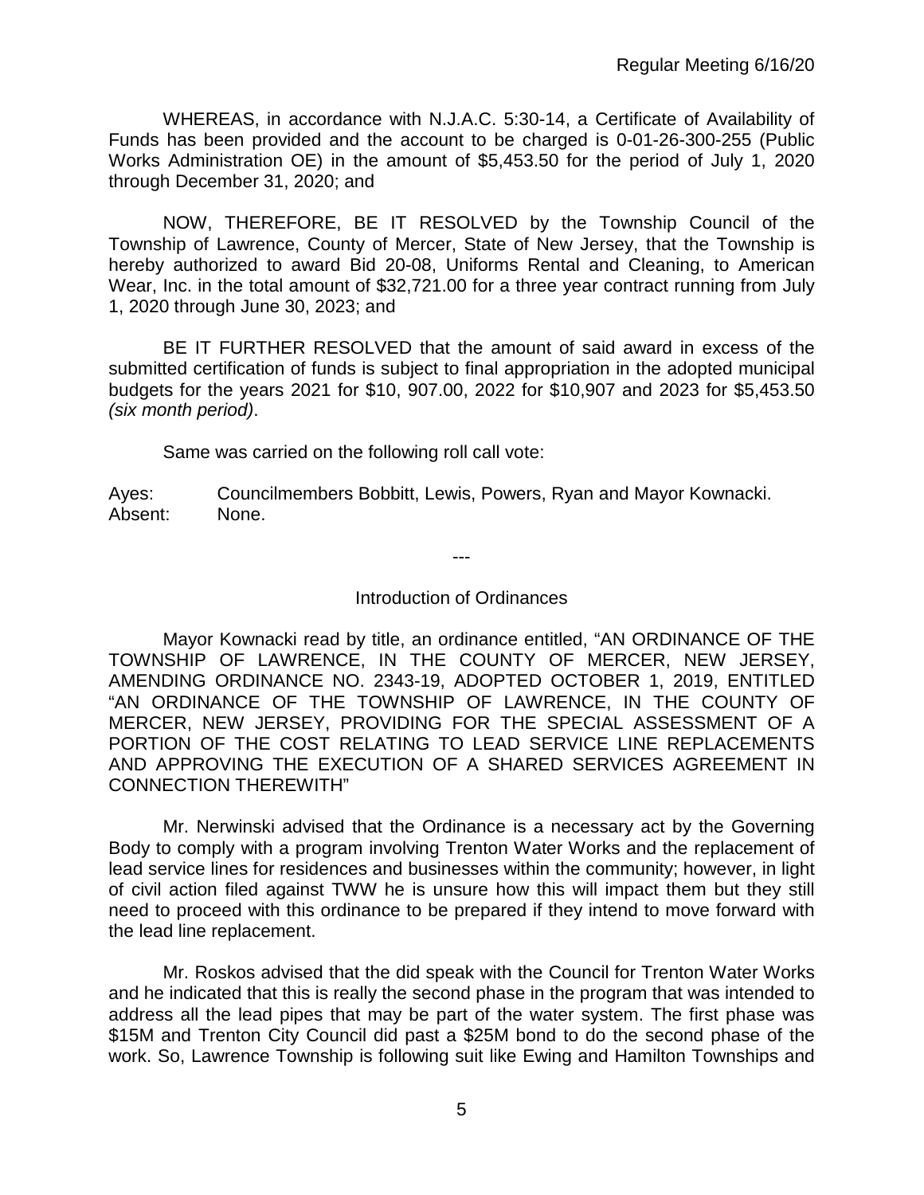WHEREAS, in accordance with N.J.A.C. 5:30-14, a Certificate of Availability of Funds has been provided and the account to be charged is 0-01-26-300-255 (Public Works Administration OE) in the amount of $5,453.50 for the period of July 1, 2020 through December 31, 2020; and

NOW, THEREFORE, BE IT RESOLVED by the Township Council of the Township of Lawrence, County of Mercer, State of New Jersey, that the Township is hereby authorized to award Bid 20-08, Uniforms Rental and Cleaning, to American Wear, Inc. in the total amount of $32,721.00 for a three year contract running from July 1, 2020 through June 30, 2023; and

BE IT FURTHER RESOLVED that the amount of said award in excess of the submitted certification of funds is subject to final appropriation in the adopted municipal budgets for the years 2021 for $10, 907.00, 2022 for $10,907 and 2023 for $5,453.50 *(six month period)*.

Same was carried on the following roll call vote:

Ayes: Councilmembers Bobbitt, Lewis, Powers, Ryan and Mayor Kownacki.
Absent: None.

---

Introduction of Ordinances

Mayor Kownacki read by title, an ordinance entitled, "AN ORDINANCE OF THE TOWNSHIP OF LAWRENCE, IN THE COUNTY OF MERCER, NEW JERSEY, AMENDING ORDINANCE NO. 2343-19, ADOPTED OCTOBER 1, 2019, ENTITLED "AN ORDINANCE OF THE TOWNSHIP OF LAWRENCE, IN THE COUNTY OF MERCER, NEW JERSEY, PROVIDING FOR THE SPECIAL ASSESSMENT OF A PORTION OF THE COST RELATING TO LEAD SERVICE LINE REPLACEMENTS AND APPROVING THE EXECUTION OF A SHARED SERVICES AGREEMENT IN CONNECTION THEREWITH"

Mr. Nerwinski advised that the Ordinance is a necessary act by the Governing Body to comply with a program involving Trenton Water Works and the replacement of lead service lines for residences and businesses within the community; however, in light of civil action filed against TWW he is unsure how this will impact them but they still need to proceed with this ordinance to be prepared if they intend to move forward with the lead line replacement.

Mr. Roskos advised that the did speak with the Council for Trenton Water Works and he indicated that this is really the second phase in the program that was intended to address all the lead pipes that may be part of the water system. The first phase was $15M and Trenton City Council did past a $25M bond to do the second phase of the work. So, Lawrence Township is following suit like Ewing and Hamilton Townships and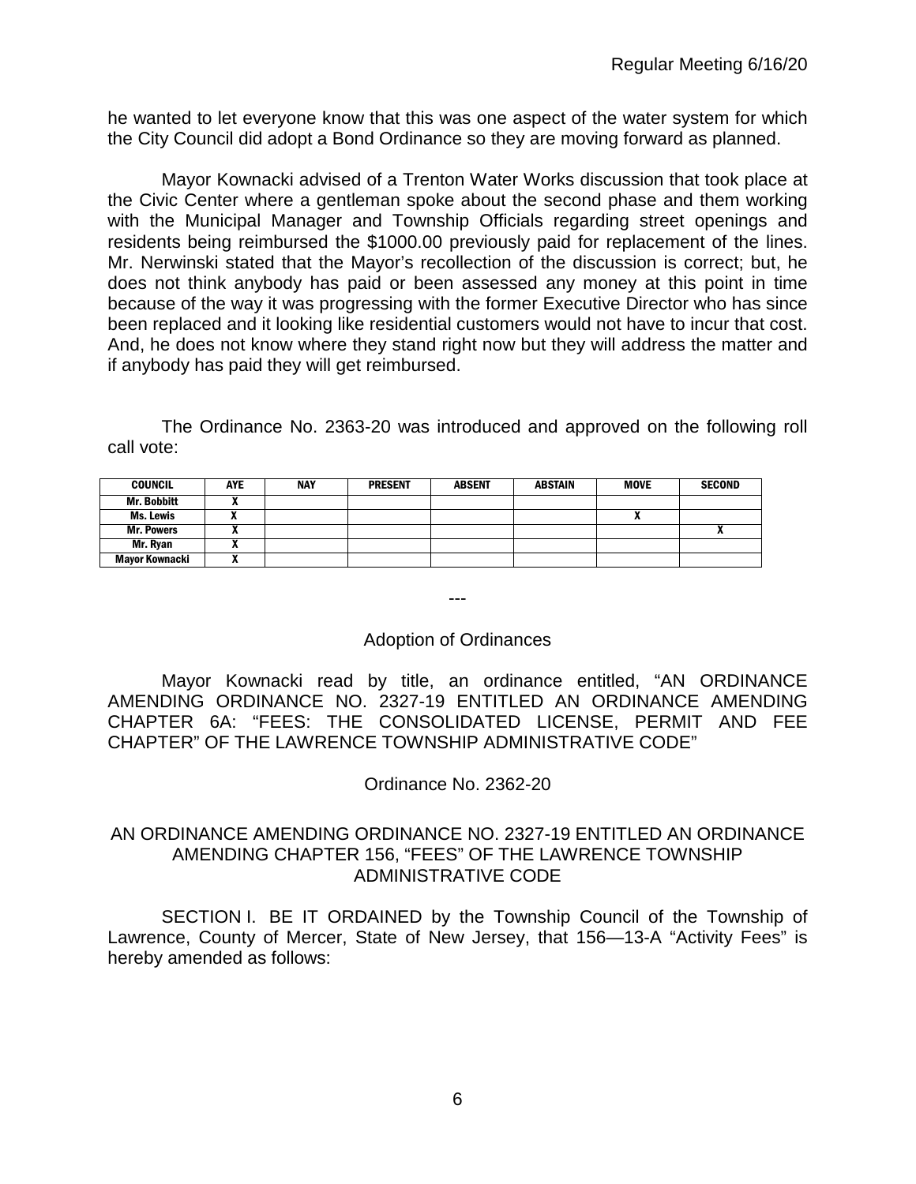he wanted to let everyone know that this was one aspect of the water system for which the City Council did adopt a Bond Ordinance so they are moving forward as planned.

Mayor Kownacki advised of a Trenton Water Works discussion that took place at the Civic Center where a gentleman spoke about the second phase and them working with the Municipal Manager and Township Officials regarding street openings and residents being reimbursed the $1000.00 previously paid for replacement of the lines. Mr. Nerwinski stated that the Mayor's recollection of the discussion is correct; but, he does not think anybody has paid or been assessed any money at this point in time because of the way it was progressing with the former Executive Director who has since been replaced and it looking like residential customers would not have to incur that cost. And, he does not know where they stand right now but they will address the matter and if anybody has paid they will get reimbursed.

The Ordinance No. 2363-20 was introduced and approved on the following roll call vote:

| COUNCIL | AYE | NAY | PRESENT | ABSENT | ABSTAIN | MOVE | SECOND |
|---|---|---|---|---|---|---|---|
| Mr. Bobbitt | X | | | | | | |
| Ms. Lewis | X | | | | | X | |
| Mr. Powers | X | | | | | | X |
| Mr. Ryan | X | | | | | | |
| Mayor Kownacki | X | | | | | | |

---

## Adoption of Ordinances

Mayor Kownacki read by title, an ordinance entitled, "AN ORDINANCE AMENDING ORDINANCE NO. 2327-19 ENTITLED AN ORDINANCE AMENDING CHAPTER 6A: "FEES: THE CONSOLIDATED LICENSE, PERMIT AND FEE CHAPTER" OF THE LAWRENCE TOWNSHIP ADMINISTRATIVE CODE"

Ordinance No. 2362-20

AN ORDINANCE AMENDING ORDINANCE NO. 2327-19 ENTITLED AN ORDINANCE AMENDING CHAPTER 156, "FEES" OF THE LAWRENCE TOWNSHIP ADMINISTRATIVE CODE

SECTION I. BE IT ORDAINED by the Township Council of the Township of Lawrence, County of Mercer, State of New Jersey, that 156—13-A "Activity Fees" is hereby amended as follows: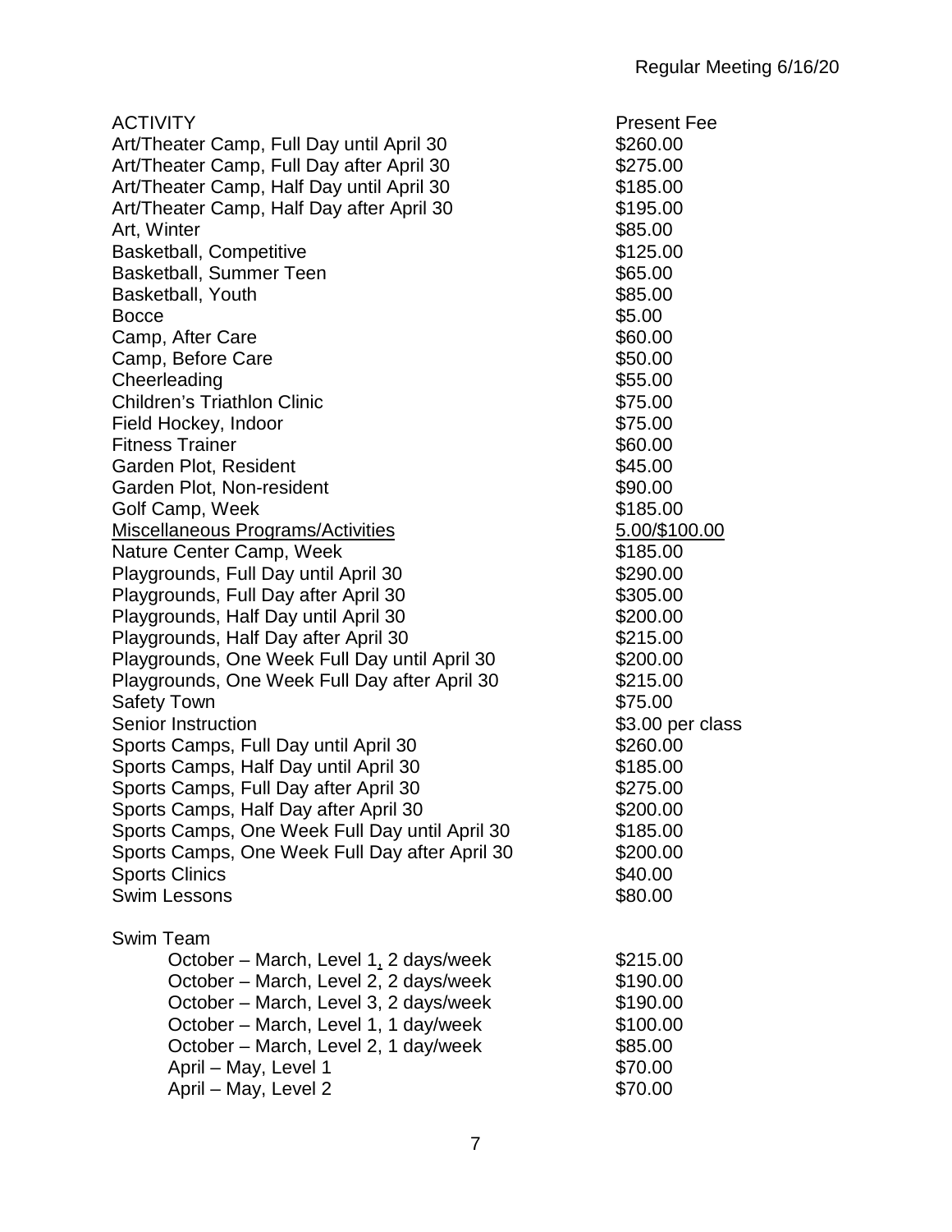| ACTIVITY | Present Fee |
| --- | --- |
| Art/Theater Camp, Full Day until April 30 | $260.00 |
| Art/Theater Camp, Full Day after April 30 | $275.00 |
| Art/Theater Camp, Half Day until April 30 | $185.00 |
| Art/Theater Camp, Half Day after April 30 | $195.00 |
| Art, Winter | $85.00 |
| Basketball, Competitive | $125.00 |
| Basketball, Summer Teen | $65.00 |
| Basketball, Youth | $85.00 |
| Bocce | $5.00 |
| Camp, After Care | $60.00 |
| Camp, Before Care | $50.00 |
| Cheerleading | $55.00 |
| Children's Triathlon Clinic | $75.00 |
| Field Hockey, Indoor | $75.00 |
| Fitness Trainer | $60.00 |
| Garden Plot, Resident | $45.00 |
| Garden Plot, Non-resident | $90.00 |
| Golf Camp, Week | $185.00 |
| <u>Miscellaneous Programs/Activities</u> | <u>5.00/$100.00</u> |
| Nature Center Camp, Week | $185.00 |
| Playgrounds, Full Day until April 30 | $290.00 |
| Playgrounds, Full Day after April 30 | $305.00 |
| Playgrounds, Half Day until April 30 | $200.00 |
| Playgrounds, Half Day after April 30 | $215.00 |
| Playgrounds, One Week Full Day until April 30 | $200.00 |
| Playgrounds, One Week Full Day after April 30 | $215.00 |
| Safety Town | $75.00 |
| Senior Instruction | $3.00 per class |
| Sports Camps, Full Day until April 30 | $260.00 |
| Sports Camps, Half Day until April 30 | $185.00 |
| Sports Camps, Full Day after April 30 | $275.00 |
| Sports Camps, Half Day after April 30 | $200.00 |
| Sports Camps, One Week Full Day until April 30 | $185.00 |
| Sports Camps, One Week Full Day after April 30 | $200.00 |
| Sports Clinics | $40.00 |
| Swim Lessons | $80.00 |
| | |
| Swim Team | |
| October – March, Level 1, 2 days/week | $215.00 |
| October – March, Level 2, 2 days/week | $190.00 |
| October – March, Level 3, 2 days/week | $190.00 |
| October – March, Level 1, 1 day/week | $100.00 |
| October – March, Level 2, 1 day/week | $85.00 |
| April – May, Level 1 | $70.00 |
| April – May, Level 2 | $70.00 |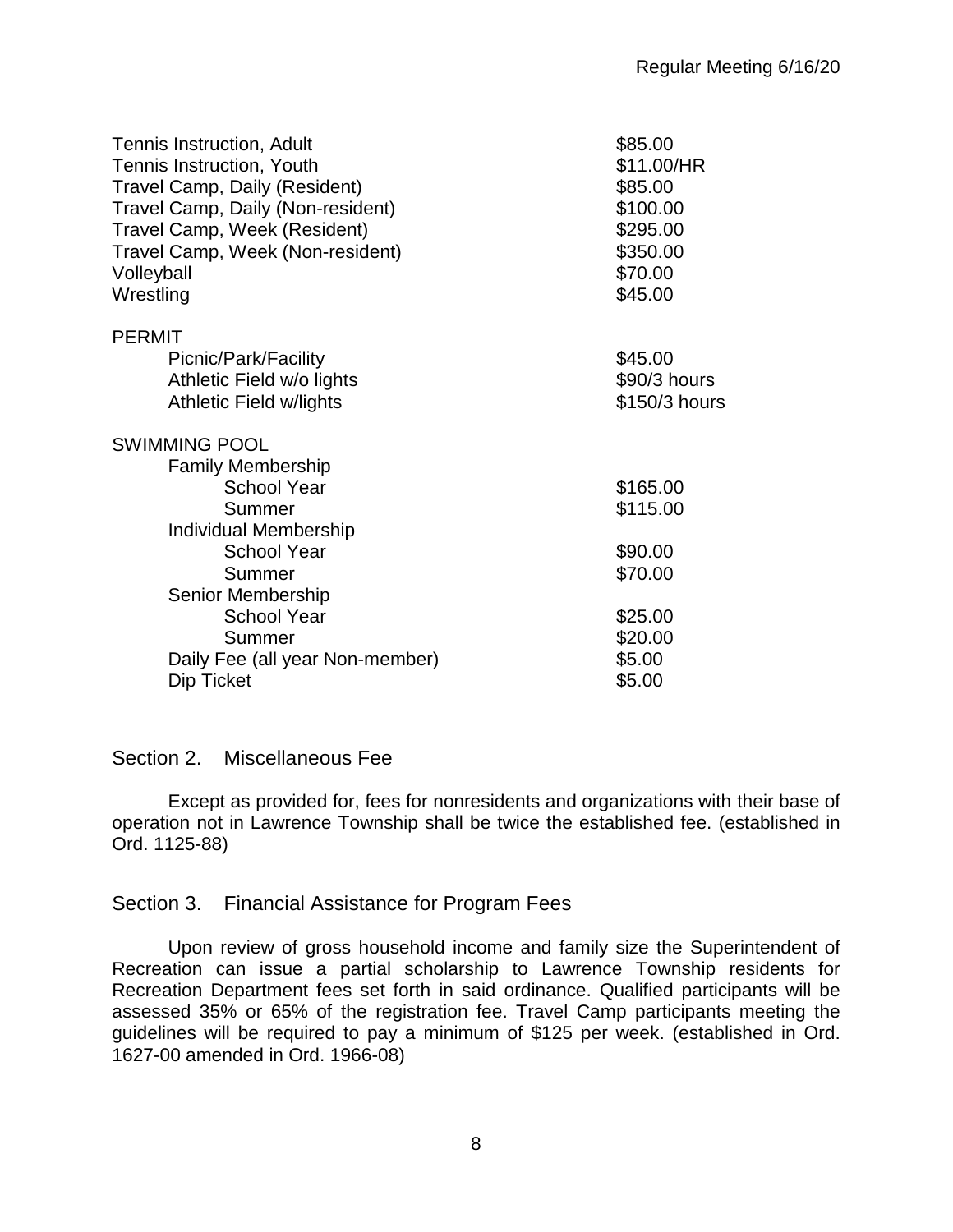| | |
|---|---|
| Tennis Instruction, Adult | $85.00 |
| Tennis Instruction, Youth | $11.00/HR |
| Travel Camp, Daily (Resident) | $85.00 |
| Travel Camp, Daily (Non-resident) | $100.00 |
| Travel Camp, Week (Resident) | $295.00 |
| Travel Camp, Week (Non-resident) | $350.00 |
| Volleyball | $70.00 |
| Wrestling | $45.00 |
| **PERMIT** | |
| Picnic/Park/Facility | $45.00 |
| Athletic Field w/o lights | $90/3 hours |
| Athletic Field w/lights | $150/3 hours |
| **SWIMMING POOL** | |
| Family Membership | |
| School Year | $165.00 |
| Summer | $115.00 |
| Individual Membership | |
| School Year | $90.00 |
| Summer | $70.00 |
| Senior Membership | |
| School Year | $25.00 |
| Summer | $20.00 |
| Daily Fee (all year Non-member) | $5.00 |
| Dip Ticket | $5.00 |

## Section 2. Miscellaneous Fee

Except as provided for, fees for nonresidents and organizations with their base of operation not in Lawrence Township shall be twice the established fee. (established in Ord. 1125-88)

## Section 3. Financial Assistance for Program Fees

Upon review of gross household income and family size the Superintendent of Recreation can issue a partial scholarship to Lawrence Township residents for Recreation Department fees set forth in said ordinance. Qualified participants will be assessed 35% or 65% of the registration fee. Travel Camp participants meeting the guidelines will be required to pay a minimum of $125 per week. (established in Ord. 1627-00 amended in Ord. 1966-08)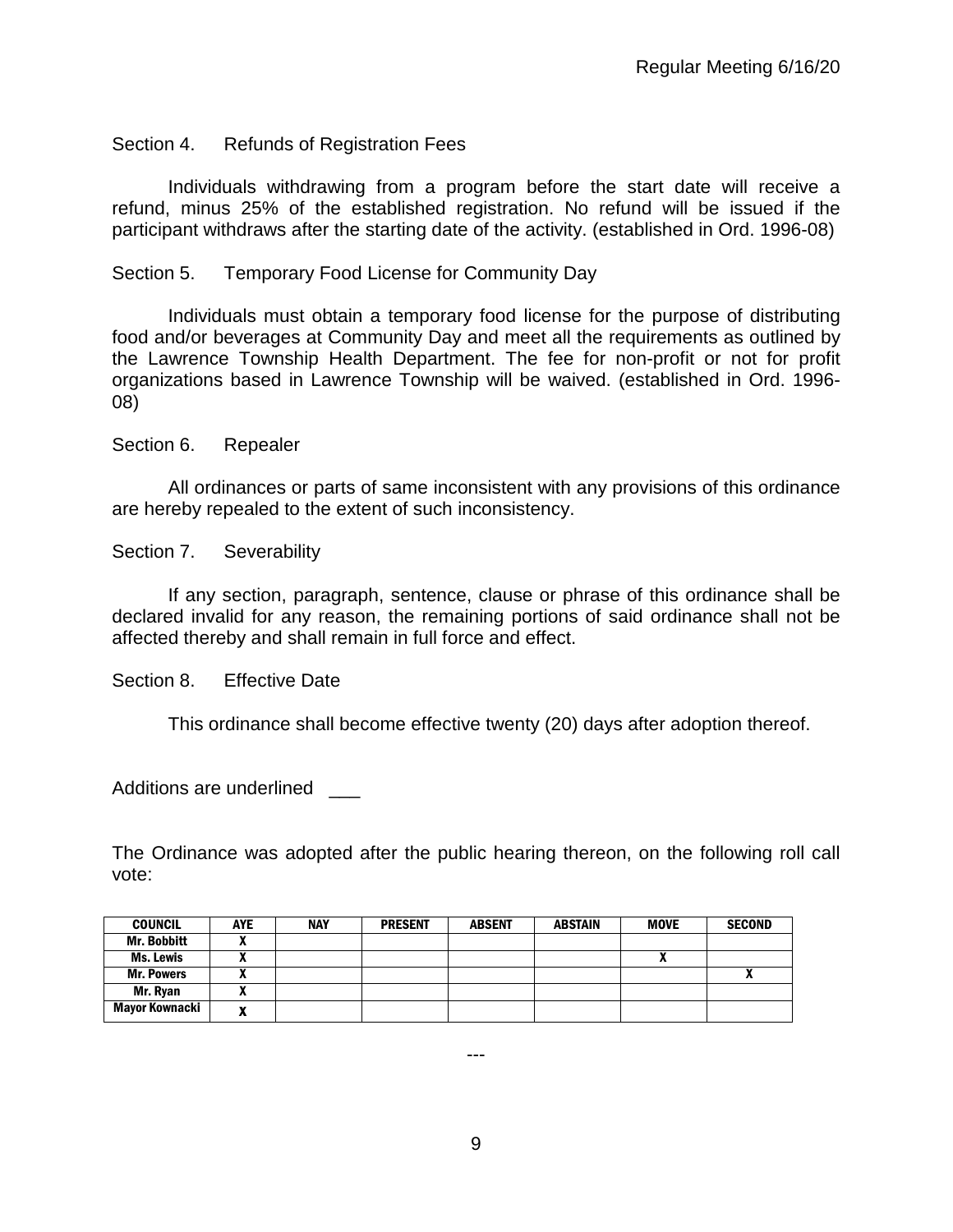Section 4. Refunds of Registration Fees

Individuals withdrawing from a program before the start date will receive a refund, minus 25% of the established registration. No refund will be issued if the participant withdraws after the starting date of the activity. (established in Ord. 1996-08)

Section 5. Temporary Food License for Community Day

Individuals must obtain a temporary food license for the purpose of distributing food and/or beverages at Community Day and meet all the requirements as outlined by the Lawrence Township Health Department. The fee for non-profit or not for profit organizations based in Lawrence Township will be waived. (established in Ord. 1996-08)

Section 6. Repealer

All ordinances or parts of same inconsistent with any provisions of this ordinance are hereby repealed to the extent of such inconsistency.

Section 7. Severability

If any section, paragraph, sentence, clause or phrase of this ordinance shall be declared invalid for any reason, the remaining portions of said ordinance shall not be affected thereby and shall remain in full force and effect.

Section 8. Effective Date

This ordinance shall become effective twenty (20) days after adoption thereof.

Additions are underlined ___

The Ordinance was adopted after the public hearing thereon, on the following roll call vote:

| COUNCIL | AYE | NAY | PRESENT | ABSENT | ABSTAIN | MOVE | SECOND |
|---|---|---|---|---|---|---|---|
| Mr. Bobbitt | X | | | | | | |
| Ms. Lewis | X | | | | | X | |
| Mr. Powers | X | | | | | | X |
| Mr. Ryan | X | | | | | | |
| Mayor Kownacki | X | | | | | | |

---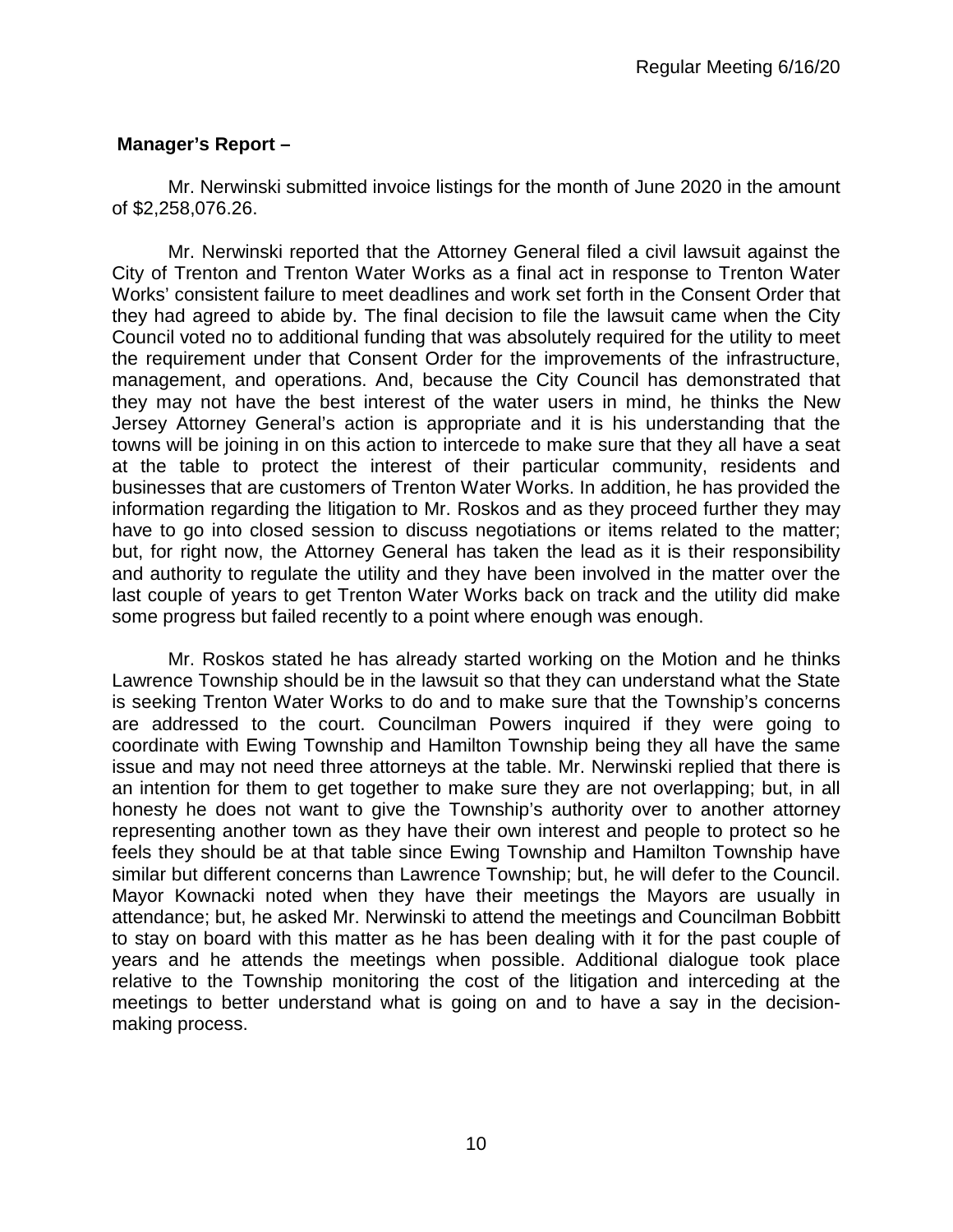**Manager's Report –**

Mr. Nerwinski submitted invoice listings for the month of June 2020 in the amount of $2,258,076.26.

Mr. Nerwinski reported that the Attorney General filed a civil lawsuit against the City of Trenton and Trenton Water Works as a final act in response to Trenton Water Works' consistent failure to meet deadlines and work set forth in the Consent Order that they had agreed to abide by. The final decision to file the lawsuit came when the City Council voted no to additional funding that was absolutely required for the utility to meet the requirement under that Consent Order for the improvements of the infrastructure, management, and operations. And, because the City Council has demonstrated that they may not have the best interest of the water users in mind, he thinks the New Jersey Attorney General's action is appropriate and it is his understanding that the towns will be joining in on this action to intercede to make sure that they all have a seat at the table to protect the interest of their particular community, residents and businesses that are customers of Trenton Water Works. In addition, he has provided the information regarding the litigation to Mr. Roskos and as they proceed further they may have to go into closed session to discuss negotiations or items related to the matter; but, for right now, the Attorney General has taken the lead as it is their responsibility and authority to regulate the utility and they have been involved in the matter over the last couple of years to get Trenton Water Works back on track and the utility did make some progress but failed recently to a point where enough was enough.

Mr. Roskos stated he has already started working on the Motion and he thinks Lawrence Township should be in the lawsuit so that they can understand what the State is seeking Trenton Water Works to do and to make sure that the Township's concerns are addressed to the court. Councilman Powers inquired if they were going to coordinate with Ewing Township and Hamilton Township being they all have the same issue and may not need three attorneys at the table. Mr. Nerwinski replied that there is an intention for them to get together to make sure they are not overlapping; but, in all honesty he does not want to give the Township's authority over to another attorney representing another town as they have their own interest and people to protect so he feels they should be at that table since Ewing Township and Hamilton Township have similar but different concerns than Lawrence Township; but, he will defer to the Council. Mayor Kownacki noted when they have their meetings the Mayors are usually in attendance; but, he asked Mr. Nerwinski to attend the meetings and Councilman Bobbitt to stay on board with this matter as he has been dealing with it for the past couple of years and he attends the meetings when possible. Additional dialogue took place relative to the Township monitoring the cost of the litigation and interceding at the meetings to better understand what is going on and to have a say in the decision-making process.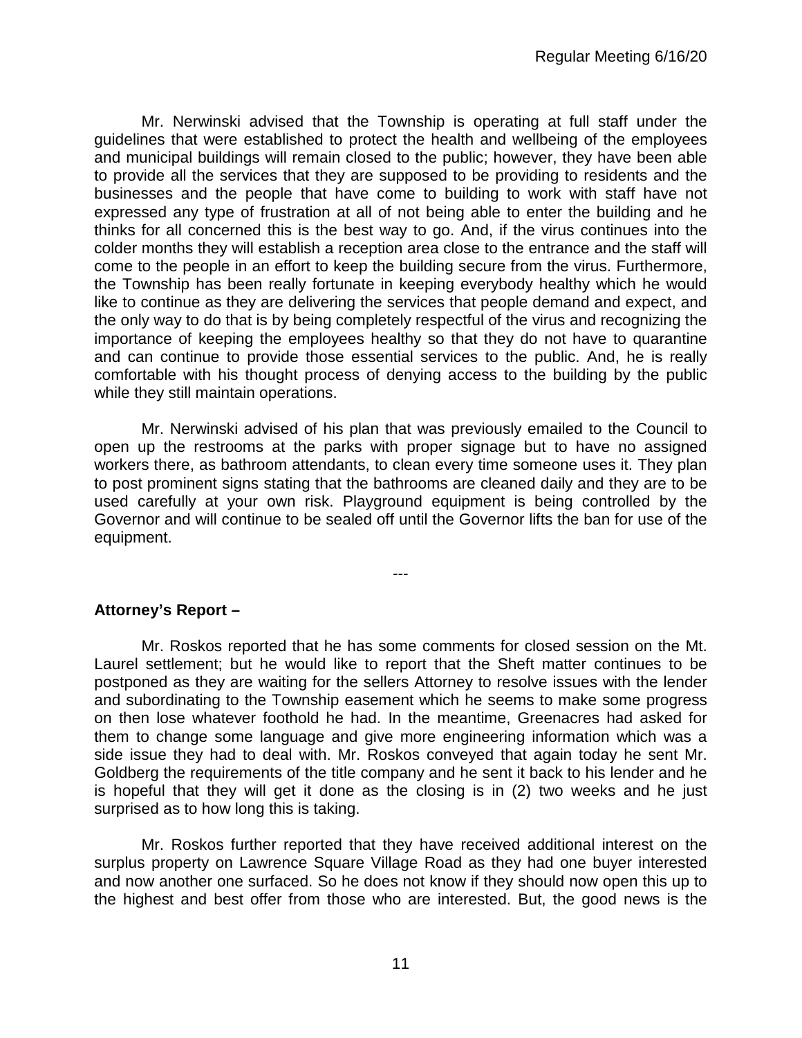Mr. Nerwinski advised that the Township is operating at full staff under the guidelines that were established to protect the health and wellbeing of the employees and municipal buildings will remain closed to the public; however, they have been able to provide all the services that they are supposed to be providing to residents and the businesses and the people that have come to building to work with staff have not expressed any type of frustration at all of not being able to enter the building and he thinks for all concerned this is the best way to go. And, if the virus continues into the colder months they will establish a reception area close to the entrance and the staff will come to the people in an effort to keep the building secure from the virus. Furthermore, the Township has been really fortunate in keeping everybody healthy which he would like to continue as they are delivering the services that people demand and expect, and the only way to do that is by being completely respectful of the virus and recognizing the importance of keeping the employees healthy so that they do not have to quarantine and can continue to provide those essential services to the public. And, he is really comfortable with his thought process of denying access to the building by the public while they still maintain operations.

Mr. Nerwinski advised of his plan that was previously emailed to the Council to open up the restrooms at the parks with proper signage but to have no assigned workers there, as bathroom attendants, to clean every time someone uses it. They plan to post prominent signs stating that the bathrooms are cleaned daily and they are to be used carefully at your own risk. Playground equipment is being controlled by the Governor and will continue to be sealed off until the Governor lifts the ban for use of the equipment.

---

**Attorney's Report –**

Mr. Roskos reported that he has some comments for closed session on the Mt. Laurel settlement; but he would like to report that the Sheft matter continues to be postponed as they are waiting for the sellers Attorney to resolve issues with the lender and subordinating to the Township easement which he seems to make some progress on then lose whatever foothold he had. In the meantime, Greenacres had asked for them to change some language and give more engineering information which was a side issue they had to deal with. Mr. Roskos conveyed that again today he sent Mr. Goldberg the requirements of the title company and he sent it back to his lender and he is hopeful that they will get it done as the closing is in (2) two weeks and he just surprised as to how long this is taking.

Mr. Roskos further reported that they have received additional interest on the surplus property on Lawrence Square Village Road as they had one buyer interested and now another one surfaced. So he does not know if they should now open this up to the highest and best offer from those who are interested. But, the good news is the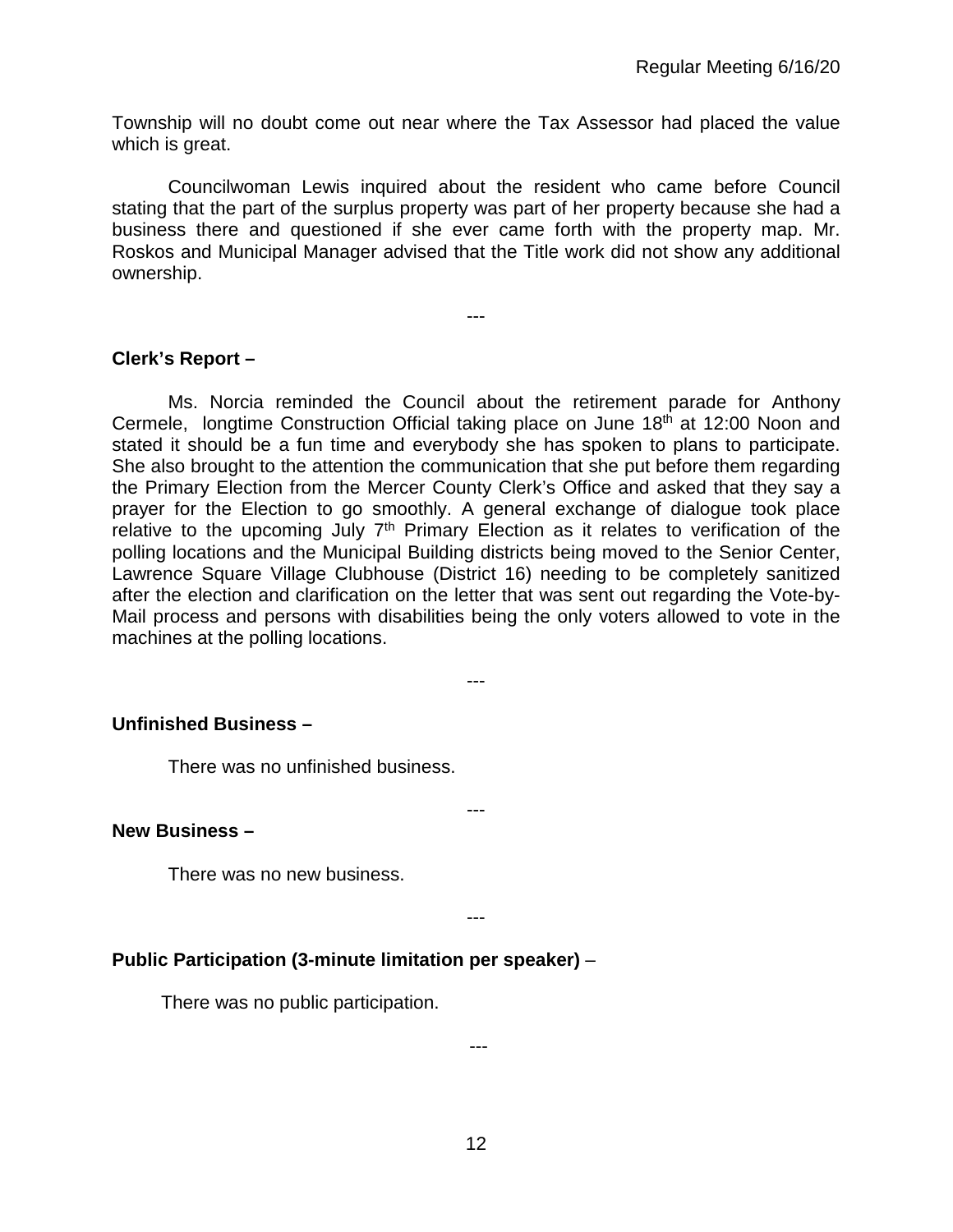Township will no doubt come out near where the Tax Assessor had placed the value which is great.

Councilwoman Lewis inquired about the resident who came before Council stating that the part of the surplus property was part of her property because she had a business there and questioned if she ever came forth with the property map. Mr. Roskos and Municipal Manager advised that the Title work did not show any additional ownership.

---

**Clerk's Report –**

Ms. Norcia reminded the Council about the retirement parade for Anthony Cermele, longtime Construction Official taking place on June 18th at 12:00 Noon and stated it should be a fun time and everybody she has spoken to plans to participate. She also brought to the attention the communication that she put before them regarding the Primary Election from the Mercer County Clerk's Office and asked that they say a prayer for the Election to go smoothly. A general exchange of dialogue took place relative to the upcoming July 7th Primary Election as it relates to verification of the polling locations and the Municipal Building districts being moved to the Senior Center, Lawrence Square Village Clubhouse (District 16) needing to be completely sanitized after the election and clarification on the letter that was sent out regarding the Vote-by-Mail process and persons with disabilities being the only voters allowed to vote in the machines at the polling locations.

---

**Unfinished Business –**

There was no unfinished business.

---

**New Business –**

There was no new business.

---

**Public Participation (3-minute limitation per speaker)** –

There was no public participation.

---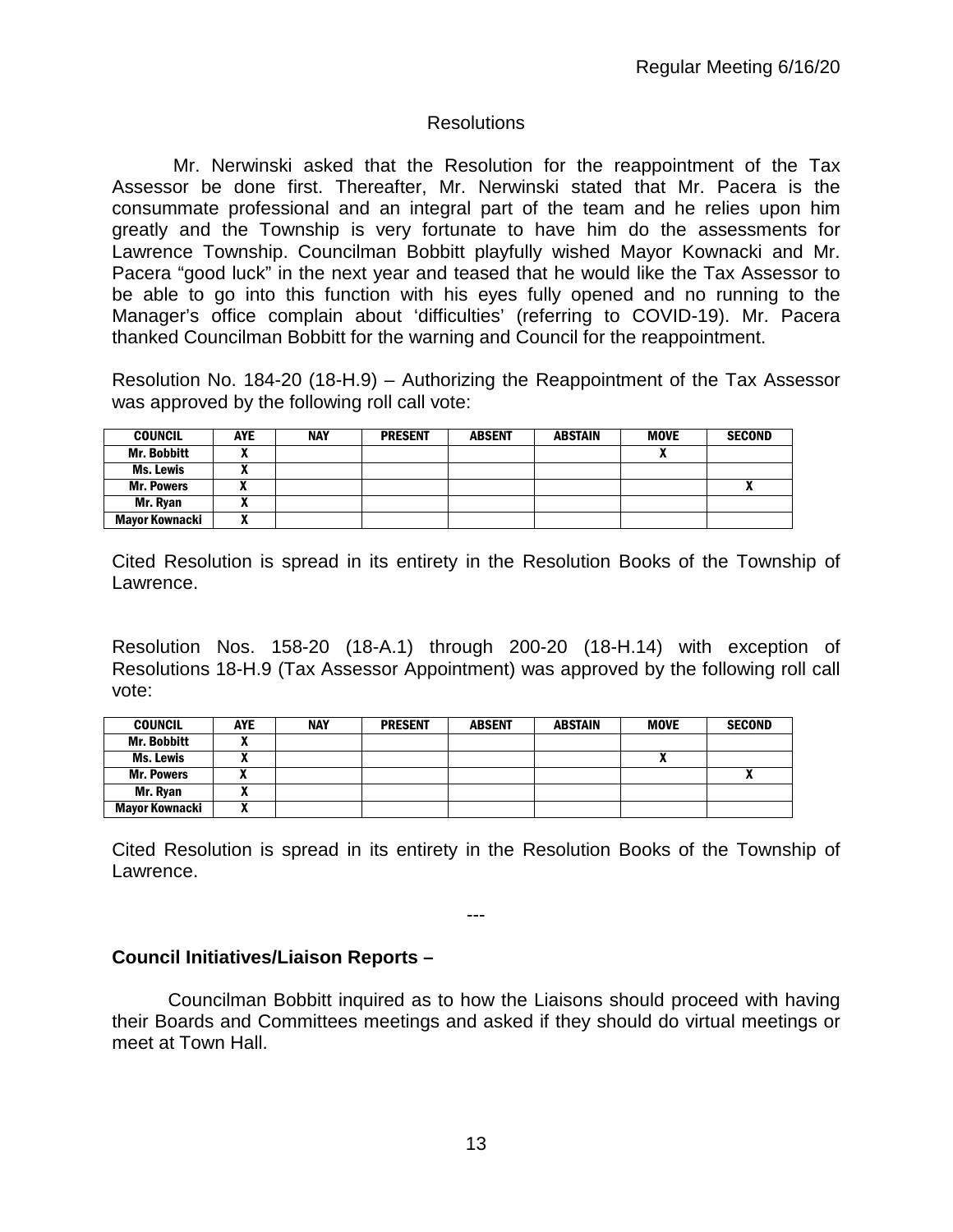## Resolutions

Mr. Nerwinski asked that the Resolution for the reappointment of the Tax Assessor be done first. Thereafter, Mr. Nerwinski stated that Mr. Pacera is the consummate professional and an integral part of the team and he relies upon him greatly and the Township is very fortunate to have him do the assessments for Lawrence Township. Councilman Bobbitt playfully wished Mayor Kownacki and Mr. Pacera "good luck" in the next year and teased that he would like the Tax Assessor to be able to go into this function with his eyes fully opened and no running to the Manager's office complain about 'difficulties' (referring to COVID-19). Mr. Pacera thanked Councilman Bobbitt for the warning and Council for the reappointment.

Resolution No. 184-20 (18-H.9) – Authorizing the Reappointment of the Tax Assessor was approved by the following roll call vote:

| COUNCIL | AYE | NAY | PRESENT | ABSENT | ABSTAIN | MOVE | SECOND |
|---|---|---|---|---|---|---|---|
| Mr. Bobbitt | X | | | | | X | |
| Ms. Lewis | X | | | | | | |
| Mr. Powers | X | | | | | | X |
| Mr. Ryan | X | | | | | | |
| Mayor Kownacki | X | | | | | | |

Cited Resolution is spread in its entirety in the Resolution Books of the Township of Lawrence.

Resolution Nos. 158-20 (18-A.1) through 200-20 (18-H.14) with exception of Resolutions 18-H.9 (Tax Assessor Appointment) was approved by the following roll call vote:

| COUNCIL | AYE | NAY | PRESENT | ABSENT | ABSTAIN | MOVE | SECOND |
|---|---|---|---|---|---|---|---|
| Mr. Bobbitt | X | | | | | | |
| Ms. Lewis | X | | | | | X | |
| Mr. Powers | X | | | | | | X |
| Mr. Ryan | X | | | | | | |
| Mayor Kownacki | X | | | | | | |

Cited Resolution is spread in its entirety in the Resolution Books of the Township of Lawrence.

---

**Council Initiatives/Liaison Reports –**

Councilman Bobbitt inquired as to how the Liaisons should proceed with having their Boards and Committees meetings and asked if they should do virtual meetings or meet at Town Hall.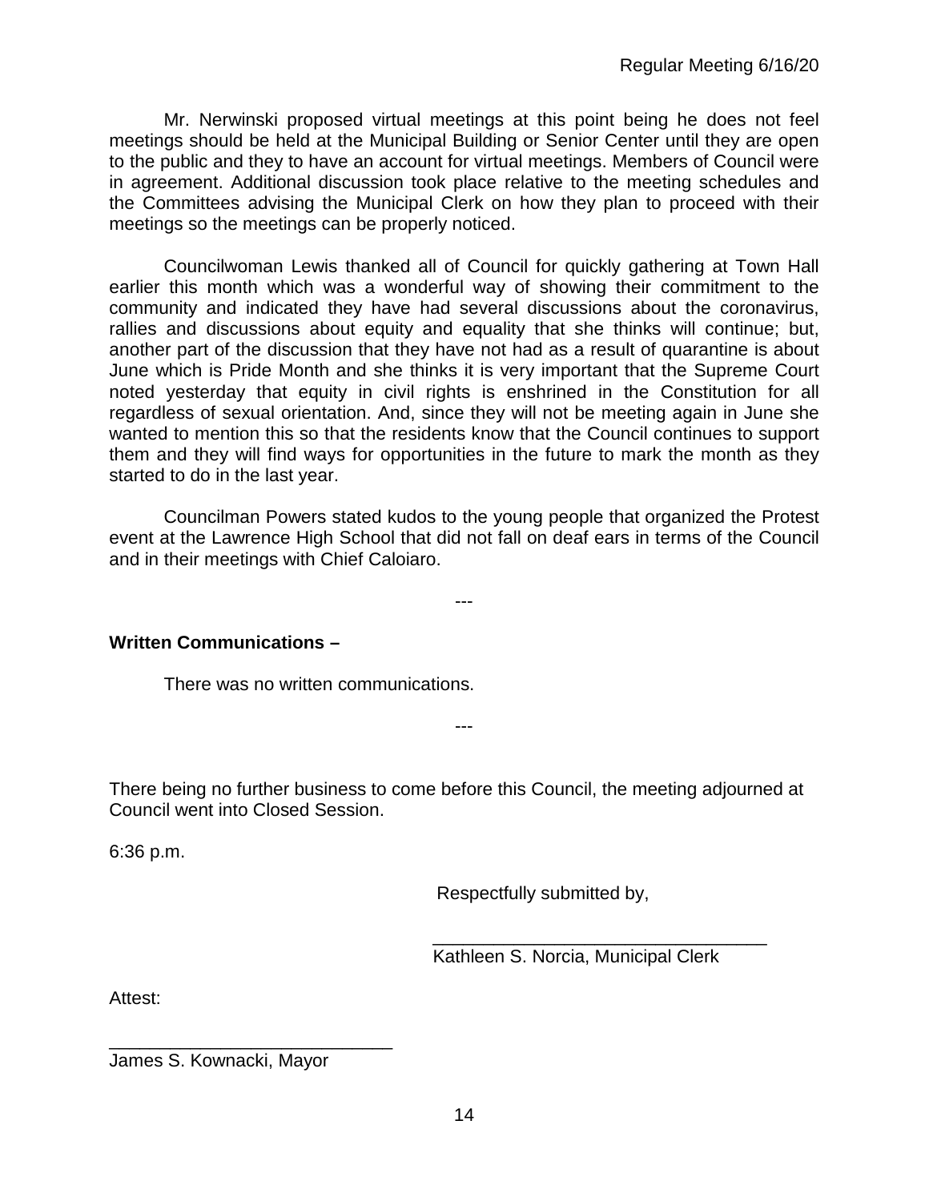Mr. Nerwinski proposed virtual meetings at this point being he does not feel meetings should be held at the Municipal Building or Senior Center until they are open to the public and they to have an account for virtual meetings. Members of Council were in agreement. Additional discussion took place relative to the meeting schedules and the Committees advising the Municipal Clerk on how they plan to proceed with their meetings so the meetings can be properly noticed.

Councilwoman Lewis thanked all of Council for quickly gathering at Town Hall earlier this month which was a wonderful way of showing their commitment to the community and indicated they have had several discussions about the coronavirus, rallies and discussions about equity and equality that she thinks will continue; but, another part of the discussion that they have not had as a result of quarantine is about June which is Pride Month and she thinks it is very important that the Supreme Court noted yesterday that equity in civil rights is enshrined in the Constitution for all regardless of sexual orientation. And, since they will not be meeting again in June she wanted to mention this so that the residents know that the Council continues to support them and they will find ways for opportunities in the future to mark the month as they started to do in the last year.

Councilman Powers stated kudos to the young people that organized the Protest event at the Lawrence High School that did not fall on deaf ears in terms of the Council and in their meetings with Chief Caloiaro.

---

**Written Communications –**

There was no written communications.

---

There being no further business to come before this Council, the meeting adjourned at Council went into Closed Session.

6:36 p.m.

Respectfully submitted by,

\_\_\_\_\_\_\_\_\_\_\_\_\_\_\_\_\_\_\_\_\_\_\_\_\_\_\_\_\_\_\_\_\_\_
Kathleen S. Norcia, Municipal Clerk

Attest:

\_\_\_\_\_\_\_\_\_\_\_\_\_\_\_\_\_\_\_\_\_\_\_\_\_\_\_\_\_\_\_
James S. Kownacki, Mayor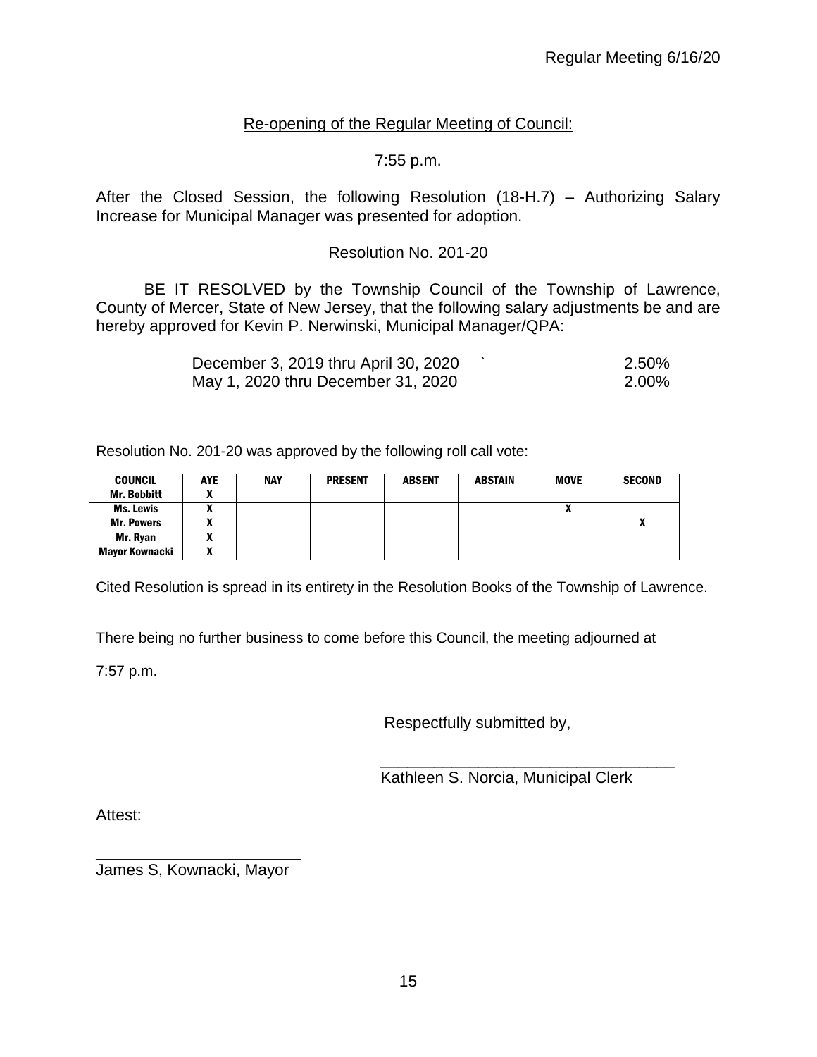Re-opening of the Regular Meeting of Council:

7:55 p.m.

After the Closed Session, the following Resolution (18-H.7) – Authorizing Salary Increase for Municipal Manager was presented for adoption.

Resolution No. 201-20

BE IT RESOLVED by the Township Council of the Township of Lawrence, County of Mercer, State of New Jersey, that the following salary adjustments be and are hereby approved for Kevin P. Nerwinski, Municipal Manager/QPA:

| | |
|---|---|
| December 3, 2019 thru April 30, 2020 ` | 2.50% |
| May 1, 2020 thru December 31, 2020 | 2.00% |

Resolution No. 201-20 was approved by the following roll call vote:

| COUNCIL | AYE | NAY | PRESENT | ABSENT | ABSTAIN | MOVE | SECOND |
|---|---|---|---|---|---|---|---|
| Mr. Bobbitt | X | | | | | | |
| Ms. Lewis | X | | | | | X | |
| Mr. Powers | X | | | | | | X |
| Mr. Ryan | X | | | | | | |
| Mayor Kownacki | X | | | | | | |

Cited Resolution is spread in its entirety in the Resolution Books of the Township of Lawrence.

There being no further business to come before this Council, the meeting adjourned at 7:57 p.m.

Respectfully submitted by,

_________________________________
Kathleen S. Norcia, Municipal Clerk

Attest:

_______________________
James S, Kownacki, Mayor